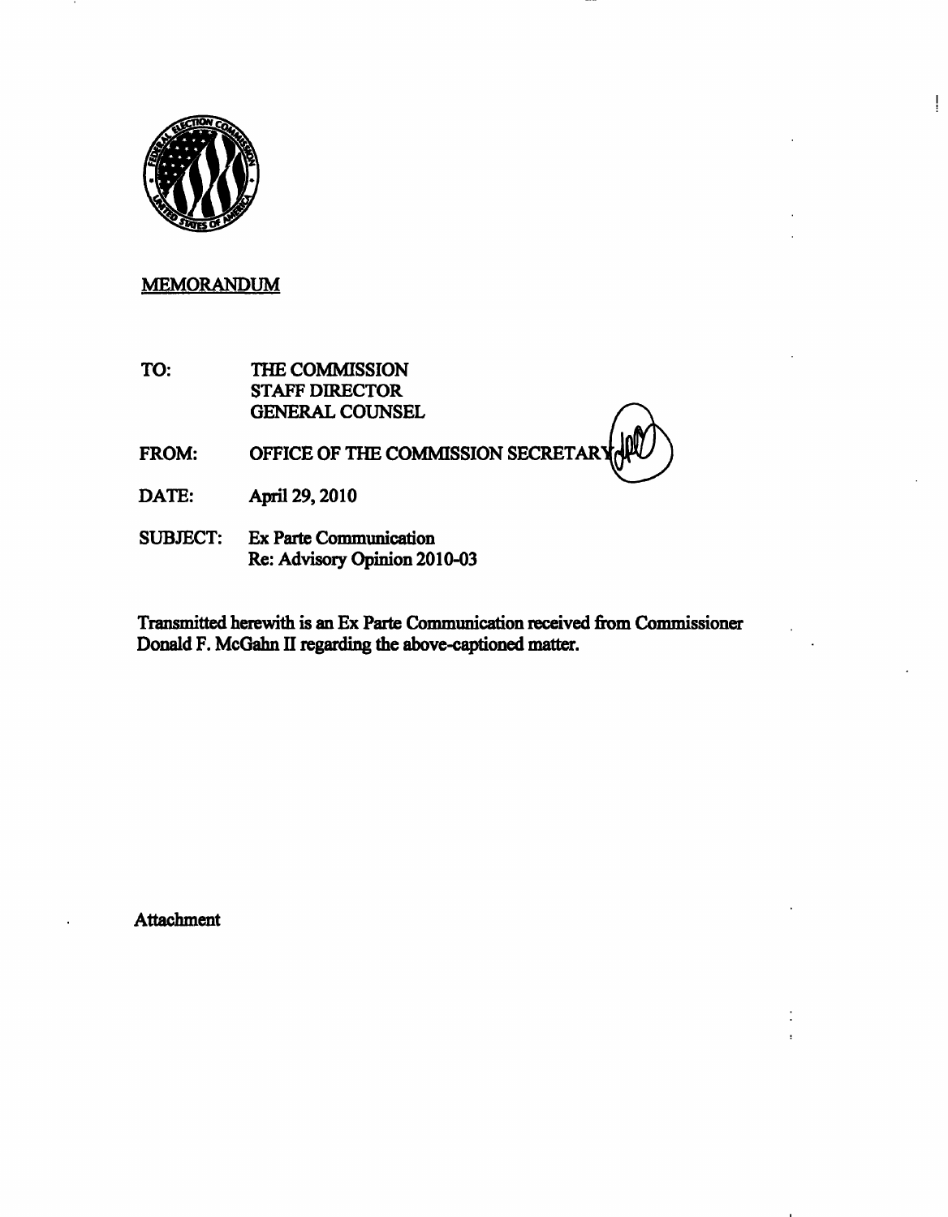MEMORANDUM

TO: THE COMMISSION
STAFF DIRECTOR
GENERAL COUNSEL

FROM: OFFICE OF THE COMMISSION SECRETARY

DATE: April 29, 2010

SUBJECT: Ex Parte Communication
Re: Advisory Opinion 2010-03

Transmitted herewith is an Ex Parte Communication received from Commissioner Donald F. McGahn II regarding the above-captioned matter.

Attachment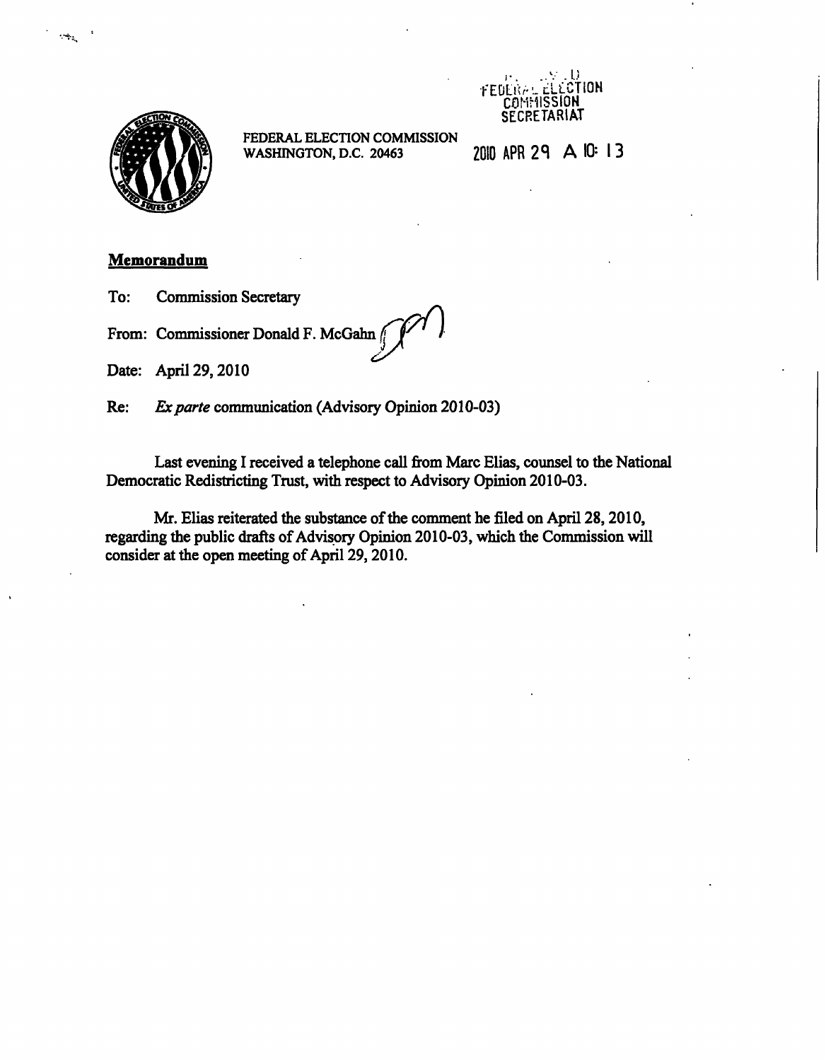FEDERAL ELECTION COMMISSION
WASHINGTON, D.C. 20463

FEDERAL ELECTION COMMISSION SECRETARIAT

2010 APR 29 A 10: 13

**Memorandum**

To: Commission Secretary

From: Commissioner Donald F. McGahn

Date: April 29, 2010

Re: *Ex parte* communication (Advisory Opinion 2010-03)

Last evening I received a telephone call from Marc Elias, counsel to the National Democratic Redistricting Trust, with respect to Advisory Opinion 2010-03.

Mr. Elias reiterated the substance of the comment he filed on April 28, 2010, regarding the public drafts of Advisory Opinion 2010-03, which the Commission will consider at the open meeting of April 29, 2010.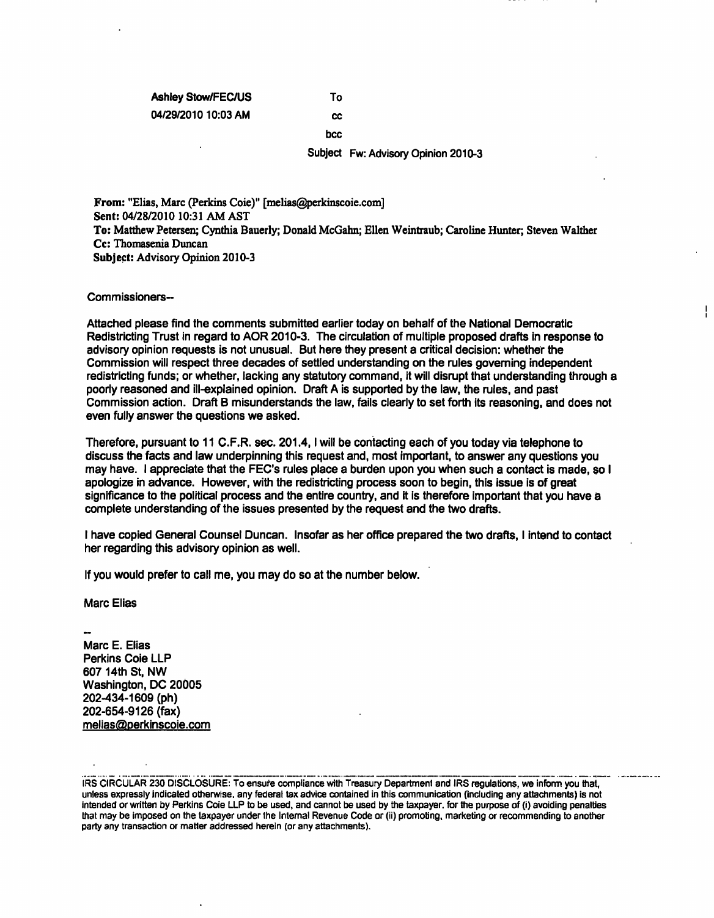**Ashley Stow/FEC/US**
**04/29/2010 10:03 AM**

To

cc

bcc

Subject Fw: Advisory Opinion 2010-3

**From:** "Elias, Marc (Perkins Coie)" [melias@perkinscoie.com]
**Sent:** 04/28/2010 10:31 AM AST
**To:** Matthew Petersen; Cynthia Bauerly; Donald McGahn; Ellen Weintraub; Caroline Hunter; Steven Walther
**Cc:** Thomasenia Duncan
**Subject:** Advisory Opinion 2010-3

Commissioners--

Attached please find the comments submitted earlier today on behalf of the National Democratic Redistricting Trust in regard to AOR 2010-3. The circulation of multiple proposed drafts in response to advisory opinion requests is not unusual. But here they present a critical decision: whether the Commission will respect three decades of settled understanding on the rules governing independent redistricting funds; or whether, lacking any statutory command, it will disrupt that understanding through a poorly reasoned and ill-explained opinion. Draft A is supported by the law, the rules, and past Commission action. Draft B misunderstands the law, fails clearly to set forth its reasoning, and does not even fully answer the questions we asked.

Therefore, pursuant to 11 C.F.R. sec. 201.4, I will be contacting each of you today via telephone to discuss the facts and law underpinning this request and, most important, to answer any questions you may have. I appreciate that the FEC's rules place a burden upon you when such a contact is made, so I apologize in advance. However, with the redistricting process soon to begin, this issue is of great significance to the political process and the entire country, and it is therefore important that you have a complete understanding of the issues presented by the request and the two drafts.

I have copied General Counsel Duncan. Insofar as her office prepared the two drafts, I intend to contact her regarding this advisory opinion as well.

If you would prefer to call me, you may do so at the number below.

Marc Elias

--
Marc E. Elias
Perkins Coie LLP
607 14th St, NW
Washington, DC 20005
202-434-1609 (ph)
202-654-9126 (fax)
melias@perkinscoie.com

---

IRS CIRCULAR 230 DISCLOSURE: To ensure compliance with Treasury Department and IRS regulations, we inform you that, unless expressly indicated otherwise, any federal tax advice contained in this communication (including any attachments) is not intended or written by Perkins Coie LLP to be used, and cannot be used by the taxpayer, for the purpose of (i) avoiding penalties that may be imposed on the taxpayer under the Internal Revenue Code or (ii) promoting, marketing or recommending to another party any transaction or matter addressed herein (or any attachments).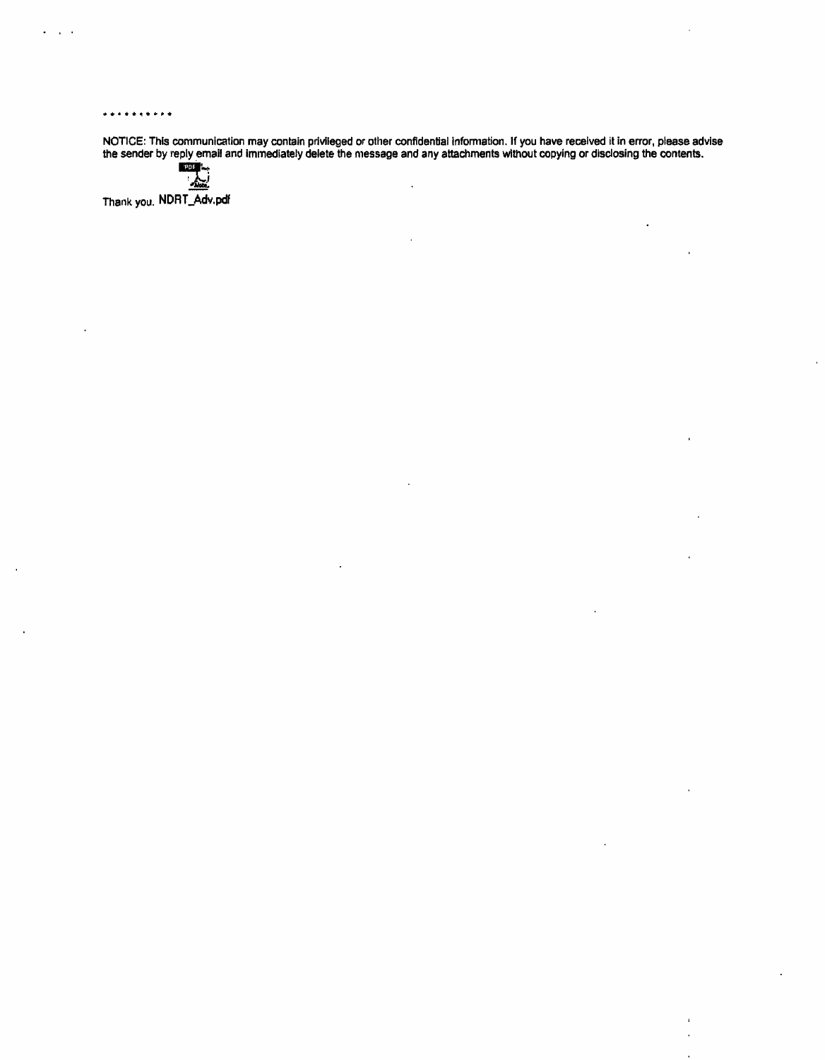**********

NOTICE: This communication may contain privileged or other confidential information. If you have received it in error, please advise the sender by reply email and immediately delete the message and any attachments without copying or disclosing the contents.

Thank you. NDRT_Adv.pdf